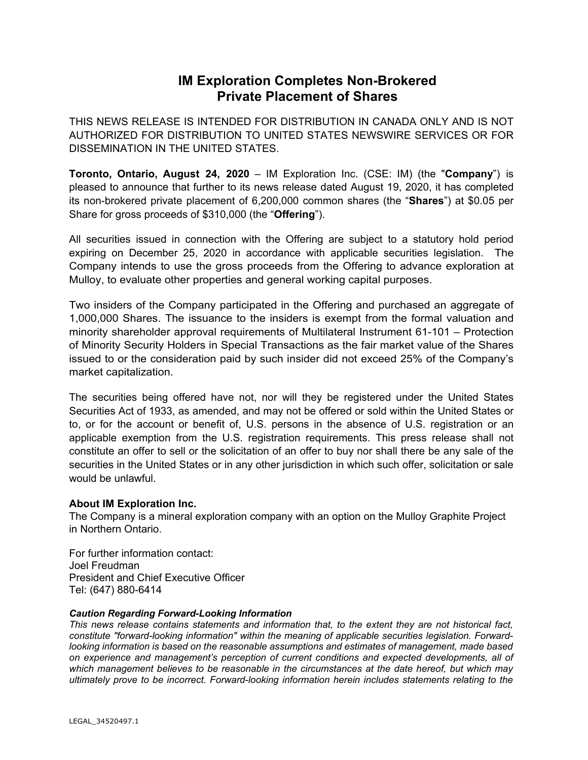# IM Exploration Completes Non-Brokered Private Placement of Shares

THIS NEWS RELEASE IS INTENDED FOR DISTRIBUTION IN CANADA ONLY AND IS NOT AUTHORIZED FOR DISTRIBUTION TO UNITED STATES NEWSWIRE SERVICES OR FOR DISSEMINATION IN THE UNITED STATES.

**Toronto, Ontario, August 24, 2020** – IM Exploration Inc. (CSE: IM) (the "**Company**") is pleased to announce that further to its news release dated August 19, 2020, it has completed its non-brokered private placement of 6,200,000 common shares (the "**Shares**") at $0.05 per Share for gross proceeds of $310,000 (the "**Offering**").

All securities issued in connection with the Offering are subject to a statutory hold period expiring on December 25, 2020 in accordance with applicable securities legislation. The Company intends to use the gross proceeds from the Offering to advance exploration at Mulloy, to evaluate other properties and general working capital purposes.

Two insiders of the Company participated in the Offering and purchased an aggregate of 1,000,000 Shares. The issuance to the insiders is exempt from the formal valuation and minority shareholder approval requirements of Multilateral Instrument 61-101 – Protection of Minority Security Holders in Special Transactions as the fair market value of the Shares issued to or the consideration paid by such insider did not exceed 25% of the Company's market capitalization.

The securities being offered have not, nor will they be registered under the United States Securities Act of 1933, as amended, and may not be offered or sold within the United States or to, or for the account or benefit of, U.S. persons in the absence of U.S. registration or an applicable exemption from the U.S. registration requirements. This press release shall not constitute an offer to sell or the solicitation of an offer to buy nor shall there be any sale of the securities in the United States or in any other jurisdiction in which such offer, solicitation or sale would be unlawful.

**About IM Exploration Inc.**

The Company is a mineral exploration company with an option on the Mulloy Graphite Project in Northern Ontario.

For further information contact:
Joel Freudman
President and Chief Executive Officer
Tel: (647) 880-6414

***Caution Regarding Forward-Looking Information***

*This news release contains statements and information that, to the extent they are not historical fact, constitute "forward-looking information" within the meaning of applicable securities legislation. Forward-looking information is based on the reasonable assumptions and estimates of management, made based on experience and management's perception of current conditions and expected developments, all of which management believes to be reasonable in the circumstances at the date hereof, but which may ultimately prove to be incorrect. Forward-looking information herein includes statements relating to the*

LEGAL_34520497.1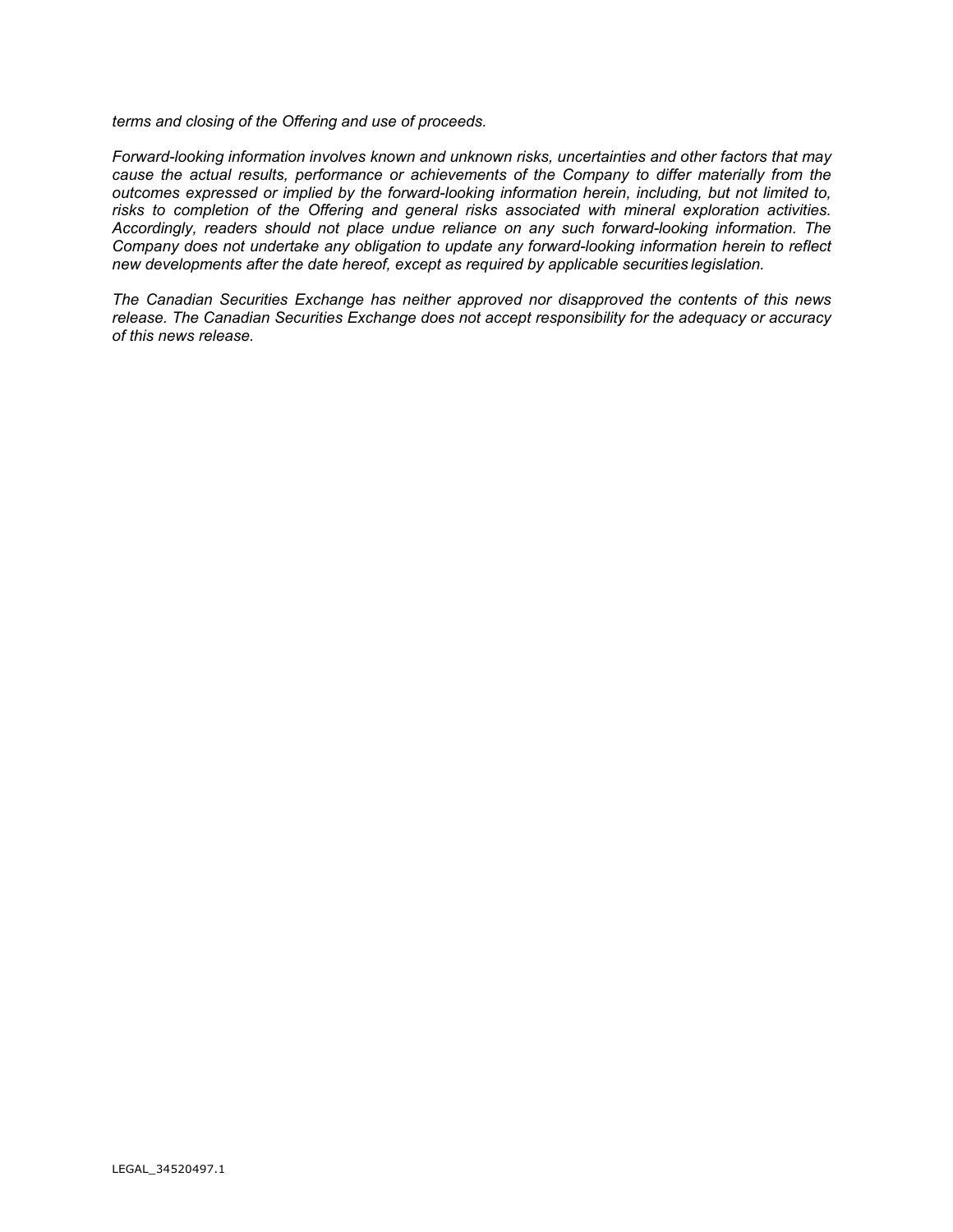*terms and closing of the Offering and use of proceeds.*

*Forward-looking information involves known and unknown risks, uncertainties and other factors that may cause the actual results, performance or achievements of the Company to differ materially from the outcomes expressed or implied by the forward-looking information herein, including, but not limited to, risks to completion of the Offering and general risks associated with mineral exploration activities. Accordingly, readers should not place undue reliance on any such forward-looking information. The Company does not undertake any obligation to update any forward-looking information herein to reflect new developments after the date hereof, except as required by applicable securities legislation.*

*The Canadian Securities Exchange has neither approved nor disapproved the contents of this news release. The Canadian Securities Exchange does not accept responsibility for the adequacy or accuracy of this news release.*